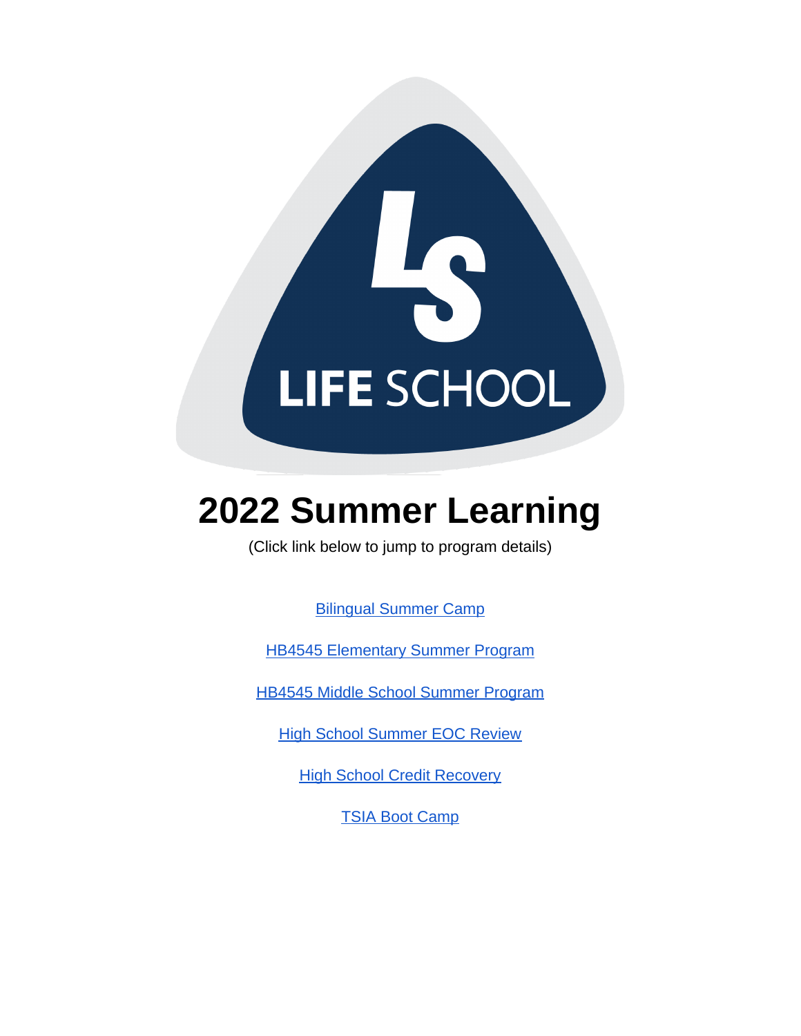LIFE SCHOOL

# 2022 Summer Learning

(Click link below to jump to program details)

Bilingual Summer Camp

HB4545 Elementary Summer Program

HB4545 Middle School Summer Program

High School Summer EOC Review

High School Credit Recovery

TSIA Boot Camp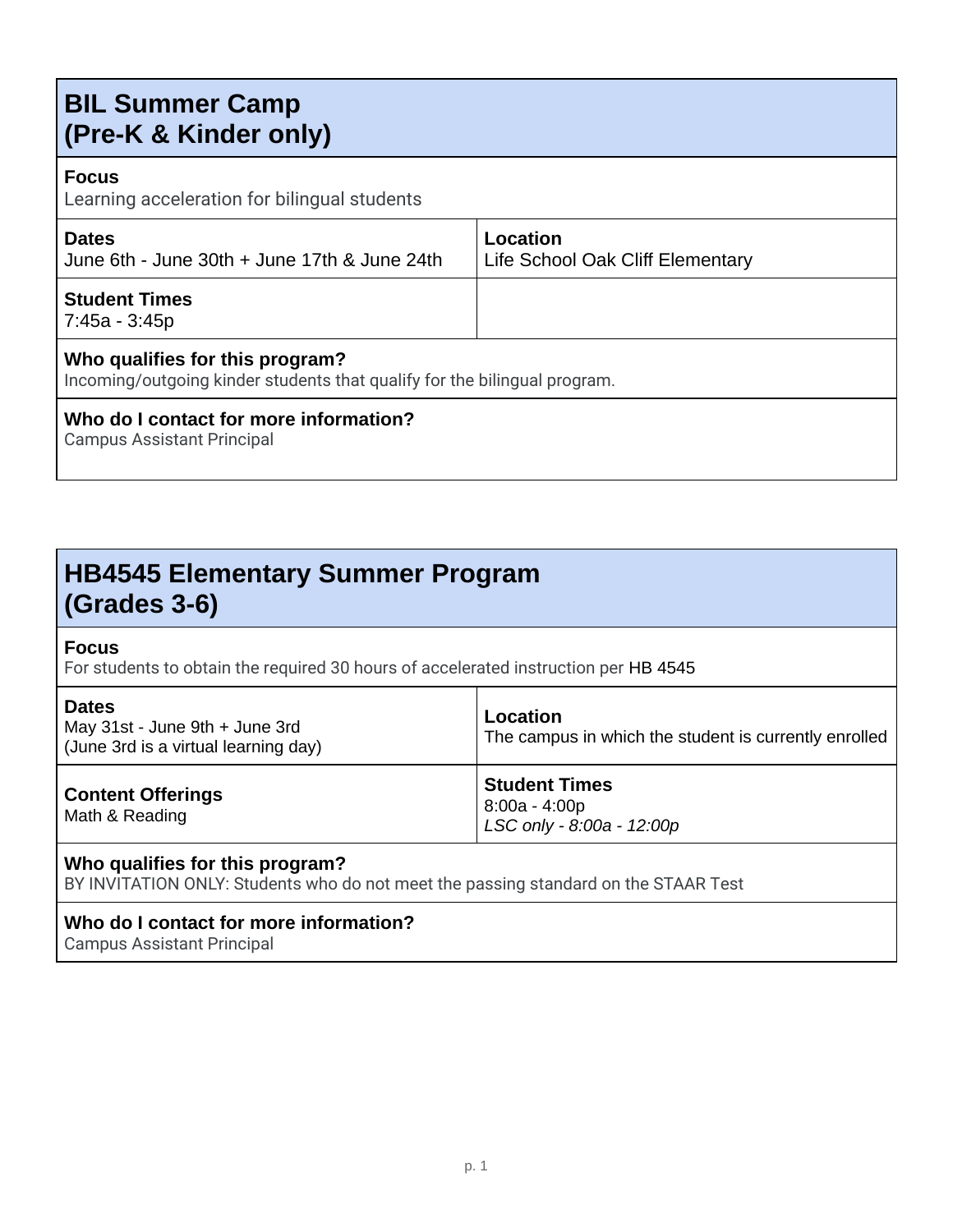## BIL Summer Camp
## (Pre-K & Kinder only)

**Focus**
Learning acceleration for bilingual students

| **Dates** | **Location** |
| --- | --- |
| June 6th - June 30th + June 17th & June 24th | Life School Oak Cliff Elementary |
| **Student Times** 7:45a - 3:45p | |

**Who qualifies for this program?**
Incoming/outgoing kinder students that qualify for the bilingual program.

**Who do I contact for more information?**
Campus Assistant Principal

## HB4545 Elementary Summer Program
## (Grades 3-6)

**Focus**
For students to obtain the required 30 hours of accelerated instruction per HB 4545

| **Dates** | **Location** |
| --- | --- |
| May 31st - June 9th + June 3rd (June 3rd is a virtual learning day) | The campus in which the student is currently enrolled |
| **Content Offerings** Math & Reading | **Student Times** 8:00a - 4:00p *LSC only - 8:00a - 12:00p* |

**Who qualifies for this program?**
BY INVITATION ONLY: Students who do not meet the passing standard on the STAAR Test

**Who do I contact for more information?**
Campus Assistant Principal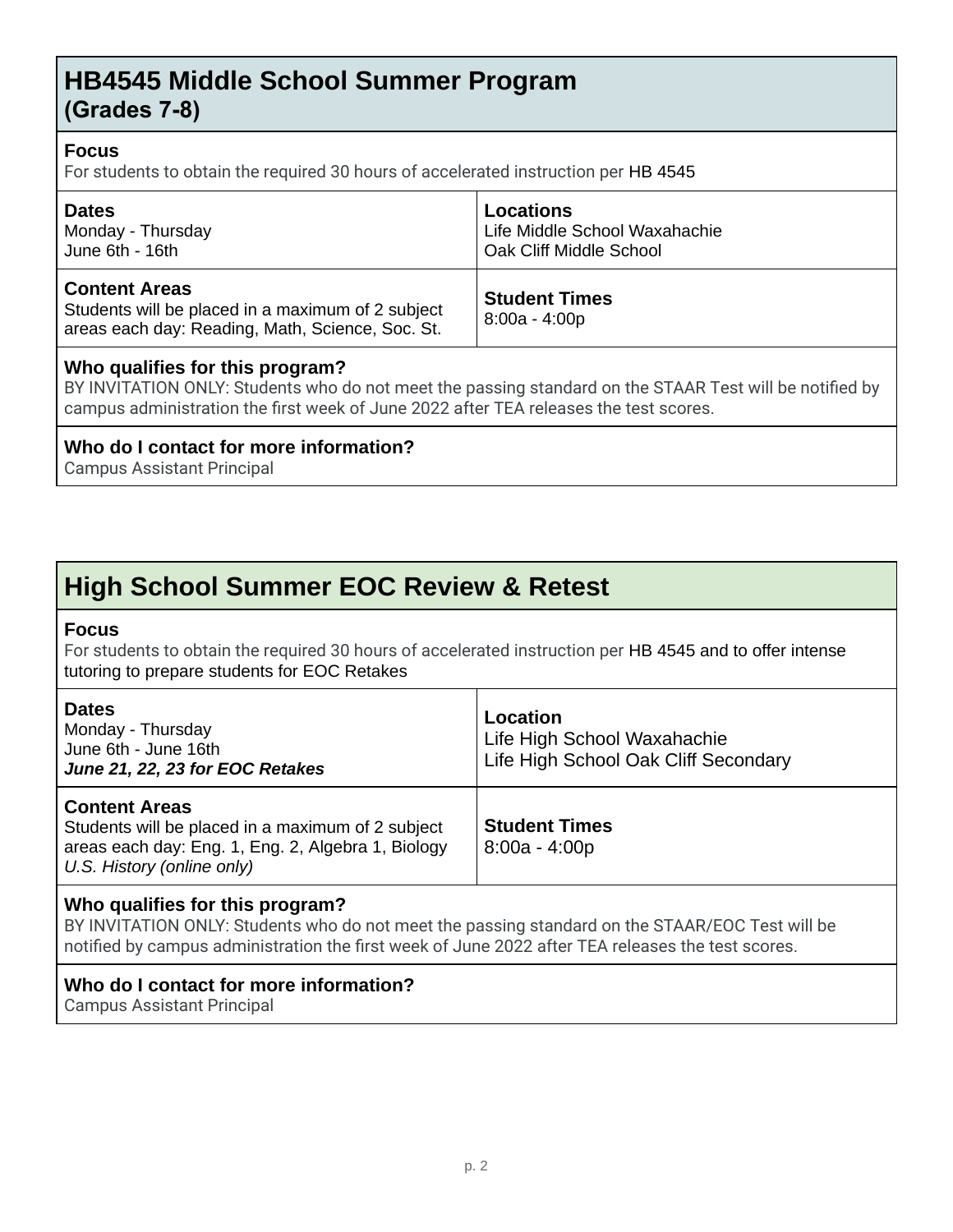## HB4545 Middle School Summer Program
### (Grades 7-8)

**Focus**

For students to obtain the required 30 hours of accelerated instruction per HB 4545

| **Dates** | **Locations** |
|---|---|
| Monday - Thursday<br>June 6th - 16th | Life Middle School Waxahachie<br>Oak Cliff Middle School |
| **Content Areas**<br>Students will be placed in a maximum of 2 subject areas each day: Reading, Math, Science, Soc. St. | **Student Times**<br>8:00a - 4:00p |

**Who qualifies for this program?**

BY INVITATION ONLY: Students who do not meet the passing standard on the STAAR Test will be notified by campus administration the first week of June 2022 after TEA releases the test scores.

**Who do I contact for more information?**

Campus Assistant Principal

## High School Summer EOC Review & Retest

**Focus**

For students to obtain the required 30 hours of accelerated instruction per HB 4545 and to offer intense tutoring to prepare students for EOC Retakes

| **Dates** | **Location** |
|---|---|
| Monday - Thursday<br>June 6th - June 16th<br>***June 21, 22, 23 for EOC Retakes*** | Life High School Waxahachie<br>Life High School Oak Cliff Secondary |
| **Content Areas**<br>Students will be placed in a maximum of 2 subject areas each day: Eng. 1, Eng. 2, Algebra 1, Biology<br>*U.S. History (online only)* | **Student Times**<br>8:00a - 4:00p |

**Who qualifies for this program?**

BY INVITATION ONLY: Students who do not meet the passing standard on the STAAR/EOC Test will be notified by campus administration the first week of June 2022 after TEA releases the test scores.

**Who do I contact for more information?**

Campus Assistant Principal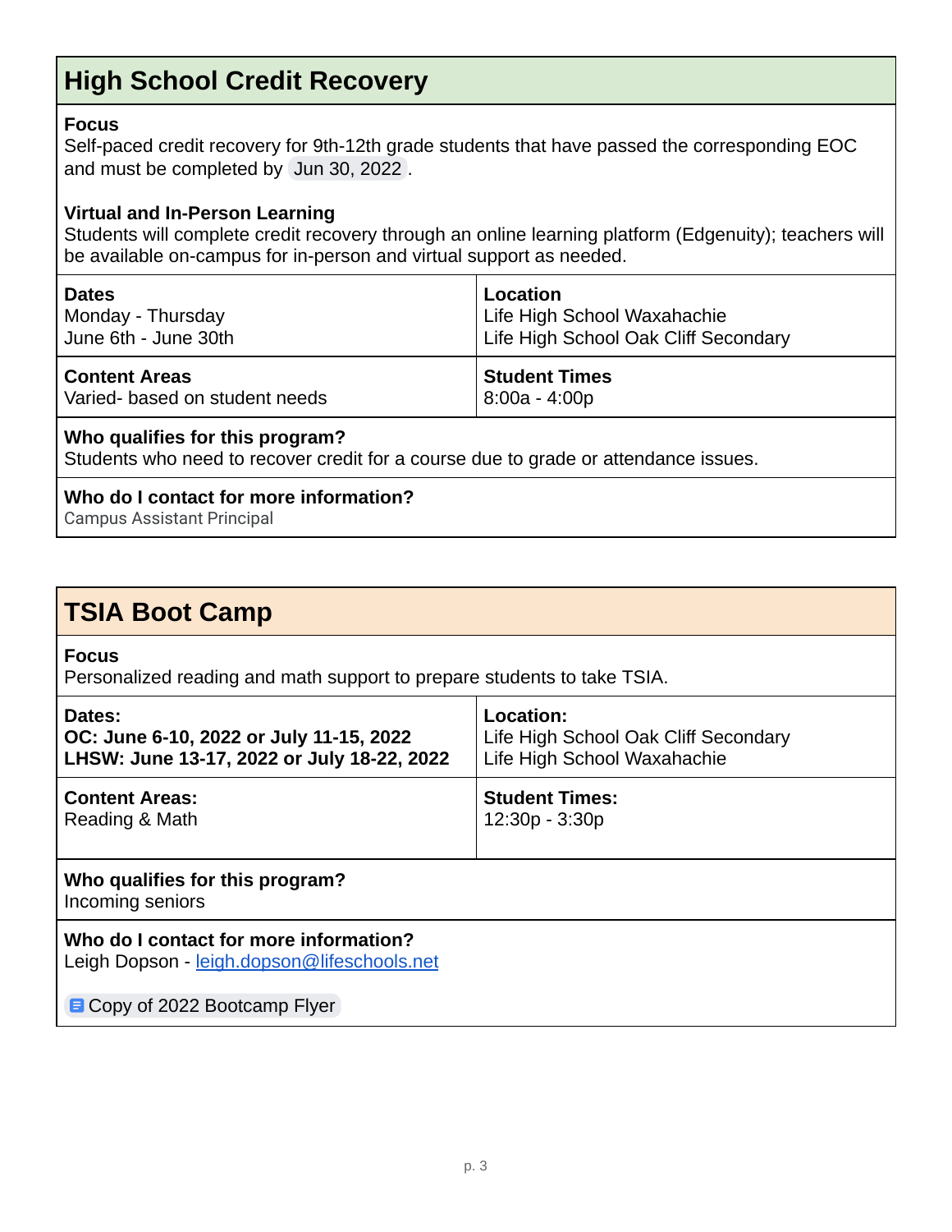## High School Credit Recovery

**Focus**
Self-paced credit recovery for 9th-12th grade students that have passed the corresponding EOC and must be completed by Jun 30, 2022.

**Virtual and In-Person Learning**
Students will complete credit recovery through an online learning platform (Edgenuity); teachers will be available on-campus for in-person and virtual support as needed.

| | |
|---|---|
| **Dates**<br>Monday - Thursday<br>June 6th - June 30th | **Location**<br>Life High School Waxahachie<br>Life High School Oak Cliff Secondary |
| **Content Areas**<br>Varied- based on student needs | **Student Times**<br>8:00a - 4:00p |

**Who qualifies for this program?**
Students who need to recover credit for a course due to grade or attendance issues.

**Who do I contact for more information?**
Campus Assistant Principal

## TSIA Boot Camp

**Focus**
Personalized reading and math support to prepare students to take TSIA.

| | |
|---|---|
| **Dates:**<br>**OC: June 6-10, 2022 or July 11-15, 2022**<br>**LHSW: June 13-17, 2022 or July 18-22, 2022** | **Location:**<br>Life High School Oak Cliff Secondary<br>Life High School Waxahachie |
| **Content Areas:**<br>Reading & Math | **Student Times:**<br>12:30p - 3:30p |

**Who qualifies for this program?**
Incoming seniors

**Who do I contact for more information?**
Leigh Dopson - leigh.dopson@lifeschools.net

Copy of 2022 Bootcamp Flyer